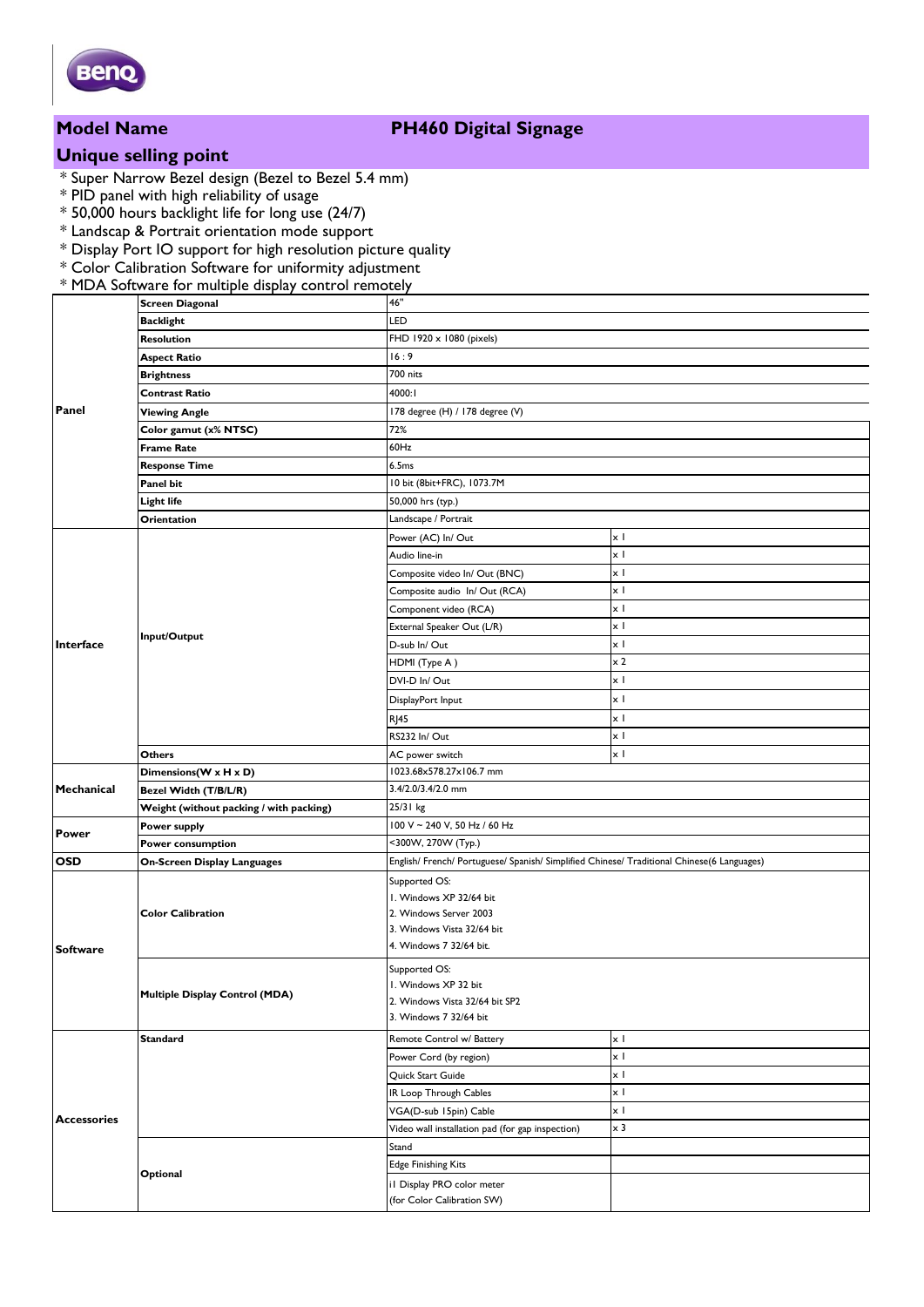## Model Name — PH460 Digital Signage

## Unique selling point

* Super Narrow Bezel design (Bezel to Bezel 5.4 mm)
* PID panel with high reliability of usage
* 50,000 hours backlight life for long use (24/7)
* Landscap & Portrait orientation mode support
* Display Port IO support for high resolution picture quality
* Color Calibration Software for uniformity adjustment
* MDA Software for multiple display control remotely

| | | | |
|---|---|---|---|
| **Panel** | **Screen Diagonal** | 46" | |
| | **Backlight** | LED | |
| | **Resolution** | FHD 1920 x 1080 (pixels) | |
| | **Aspect Ratio** | 16 : 9 | |
| | **Brightness** | 700 nits | |
| | **Contrast Ratio** | 4000:1 | |
| | **Viewing Angle** | 178 degree (H) / 178 degree (V) | |
| | **Color gamut (x% NTSC)** | 72% | |
| | **Frame Rate** | 60Hz | |
| | **Response Time** | 6.5ms | |
| | **Panel bit** | 10 bit (8bit+FRC), 1073.7M | |
| | **Light life** | 50,000 hrs (typ.) | |
| | **Orientation** | Landscape / Portrait | |
| **Interface** | **Input/Output** | Power (AC) In/ Out | x 1 |
| | | Audio line-in | x 1 |
| | | Composite video In/ Out (BNC) | x 1 |
| | | Composite audio In/ Out (RCA) | x 1 |
| | | Component video (RCA) | x 1 |
| | | External Speaker Out (L/R) | x 1 |
| | | D-sub In/ Out | x 1 |
| | | HDMI (Type A ) | x 2 |
| | | DVI-D In/ Out | x 1 |
| | | DisplayPort Input | x 1 |
| | | RJ45 | x 1 |
| | | RS232 In/ Out | x 1 |
| | **Others** | AC power switch | x 1 |
| **Mechanical** | **Dimensions(W x H x D)** | 1023.68x578.27x106.7 mm | |
| | **Bezel Width (T/B/L/R)** | 3.4/2.0/3.4/2.0 mm | |
| | **Weight (without packing / with packing)** | 25/31 kg | |
| **Power** | **Power supply** | 100 V ~ 240 V, 50 Hz / 60 Hz | |
| | **Power consumption** | <300W, 270W (Typ.) | |
| **OSD** | **On-Screen Display Languages** | English/ French/ Portuguese/ Spanish/ Simplified Chinese/ Traditional Chinese(6 Languages) | |
| **Software** | **Color Calibration** | Supported OS:<br>1. Windows XP 32/64 bit<br>2. Windows Server 2003<br>3. Windows Vista 32/64 bit<br>4. Windows 7 32/64 bit. | |
| | **Multiple Display Control (MDA)** | Supported OS:<br>1. Windows XP 32 bit<br>2. Windows Vista 32/64 bit SP2<br>3. Windows 7 32/64 bit | |
| **Accessories** | **Standard** | Remote Control w/ Battery | x 1 |
| | | Power Cord (by region) | x 1 |
| | | Quick Start Guide | x 1 |
| | | IR Loop Through Cables | x 1 |
| | | VGA(D-sub 15pin) Cable | x 1 |
| | | Video wall installation pad (for gap inspection) | x 3 |
| | **Optional** | Stand | |
| | | Edge Finishing Kits | |
| | | i1 Display PRO color meter (for Color Calibration SW) | |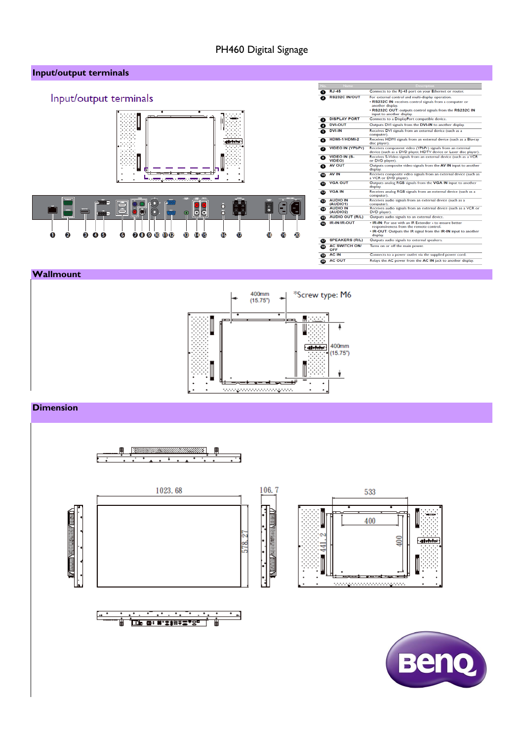PH460 Digital Signage

## Input/output terminals

Input/output terminals

| No. | Name | Description |
|---|---|---|
| 1 | RJ-45 | Connects to the RJ-45 port on your Ethernet or router. |
| 2 | RS232C IN/OUT | For external control and multi-display operation. • RS232C IN: receives control signals from a computer or another display. • RS232C OUT: outputs control signals from the RS232C IN input to another display. |
| 3 | DISPLAY PORT | Connects to a DisplayPort compatible device. |
| 4 | DVI-OUT | Outputs DVI signals from the DVI-IN to another display. |
| 5 | DVI-IN | Receives DVI signals from an external device (such as a computer). |
| 6 | HDMI-1/HDMI-2 | Receives HDMI signals from an external device (such as a Blu-ray disc player). |
| 7 | VIDEO IN (YPbPr) | Receives component video (YPbPr) signals from an external device (such as a DVD player, HDTV device or Laser disc player). |
| 8 | VIDEO IN (S-VIDEO) | Receives S-Video signals from an external device (such as a VCR or DVD player). |
| 9 | AV OUT | Outputs composite video signals from the AV IN input to another display. |
| 10 | AV IN | Receives composite video signals from an external device (such as a VCR or DVD player). |
| 11 | VGA OUT | Outputs analog RGB signals from the VGA IN input to another display. |
| 12 | VGA IN | Receives analog RGB signals from an external device (such as a computer). |
| 13 | AUDIO IN (AUDIO1) | Receives audio signals from an external device (such as a computer). |
| 14 | AUDIO IN (AUDIO2) | Receives audio signals from an external device (such as a VCR or DVD player). |
| 15 | AUDIO OUT (R/L) | Outputs audio signals to an external device. |
| 16 | IR-IN/IR-OUT | • IR-IN: For use with an IR Extender - to ensure better responsiveness from the remote control. • IR-OUT: Outputs the IR signal from the IR-IN input to another display. |
| 17 | SPEAKERS (R/L) | Outputs audio signals to external speakers. |
| 18 | AC SWITCH ON/OFF | Turns on or off the main power. |
| 19 | AC IN | Connects to a power outlet via the supplied power cord. |
| 20 | AC OUT | Relays the AC power from the AC IN jack to another display. |

## Wallmount

400mm (15.75")

*Screw type: M6

400mm (15.75")

## Dimension

1023.68

106.7

578.27

533

400

441.2

400